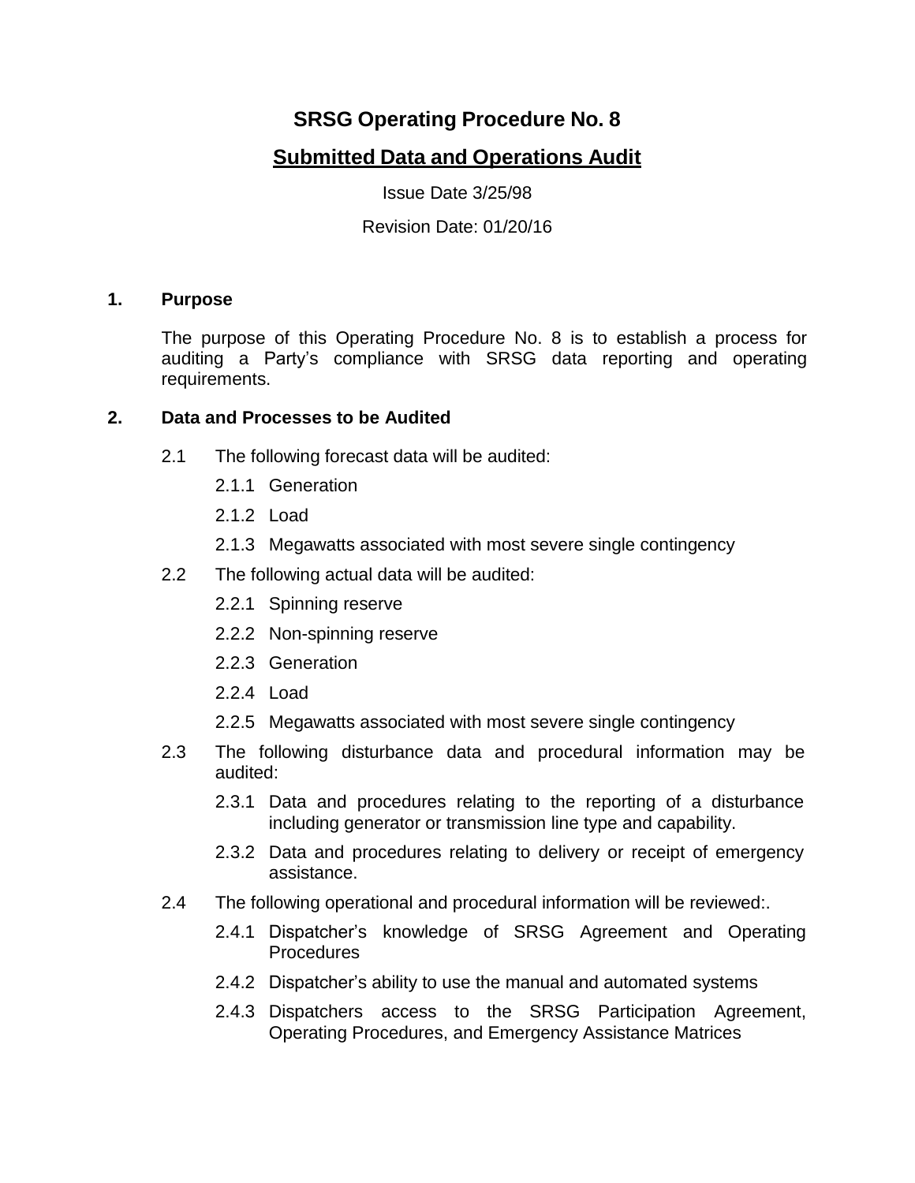# SRSG Operating Procedure No. 8

## Submitted Data and Operations Audit

Issue Date 3/25/98

Revision Date: 01/20/16

## 1. Purpose

The purpose of this Operating Procedure No. 8 is to establish a process for auditing a Party's compliance with SRSG data reporting and operating requirements.

## 2. Data and Processes to be Audited

2.1 The following forecast data will be audited:

- 2.1.1 Generation
- 2.1.2 Load
- 2.1.3 Megawatts associated with most severe single contingency

2.2 The following actual data will be audited:

- 2.2.1 Spinning reserve
- 2.2.2 Non-spinning reserve
- 2.2.3 Generation
- 2.2.4 Load
- 2.2.5 Megawatts associated with most severe single contingency

2.3 The following disturbance data and procedural information may be audited:

- 2.3.1 Data and procedures relating to the reporting of a disturbance including generator or transmission line type and capability.
- 2.3.2 Data and procedures relating to delivery or receipt of emergency assistance.

2.4 The following operational and procedural information will be reviewed:.

- 2.4.1 Dispatcher's knowledge of SRSG Agreement and Operating Procedures
- 2.4.2 Dispatcher's ability to use the manual and automated systems
- 2.4.3 Dispatchers access to the SRSG Participation Agreement, Operating Procedures, and Emergency Assistance Matrices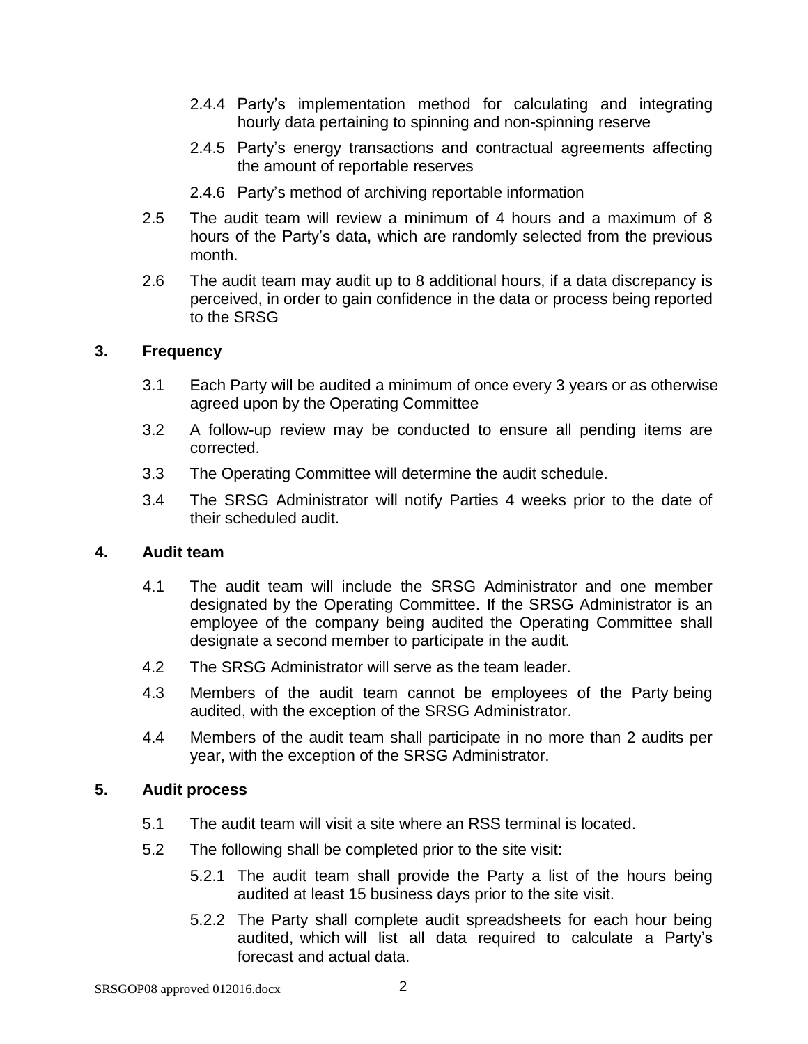2.4.4 Party’s implementation method for calculating and integrating hourly data pertaining to spinning and non-spinning reserve

2.4.5 Party’s energy transactions and contractual agreements affecting the amount of reportable reserves

2.4.6 Party’s method of archiving reportable information

2.5 The audit team will review a minimum of 4 hours and a maximum of 8 hours of the Party’s data, which are randomly selected from the previous month.

2.6 The audit team may audit up to 8 additional hours, if a data discrepancy is perceived, in order to gain confidence in the data or process being reported to the SRSG

## 3. Frequency

3.1 Each Party will be audited a minimum of once every 3 years or as otherwise agreed upon by the Operating Committee

3.2 A follow-up review may be conducted to ensure all pending items are corrected.

3.3 The Operating Committee will determine the audit schedule.

3.4 The SRSG Administrator will notify Parties 4 weeks prior to the date of their scheduled audit.

## 4. Audit team

4.1 The audit team will include the SRSG Administrator and one member designated by the Operating Committee. If the SRSG Administrator is an employee of the company being audited the Operating Committee shall designate a second member to participate in the audit.

4.2 The SRSG Administrator will serve as the team leader.

4.3 Members of the audit team cannot be employees of the Party being audited, with the exception of the SRSG Administrator.

4.4 Members of the audit team shall participate in no more than 2 audits per year, with the exception of the SRSG Administrator.

## 5. Audit process

5.1 The audit team will visit a site where an RSS terminal is located.

5.2 The following shall be completed prior to the site visit:

5.2.1 The audit team shall provide the Party a list of the hours being audited at least 15 business days prior to the site visit.

5.2.2 The Party shall complete audit spreadsheets for each hour being audited, which will list all data required to calculate a Party’s forecast and actual data.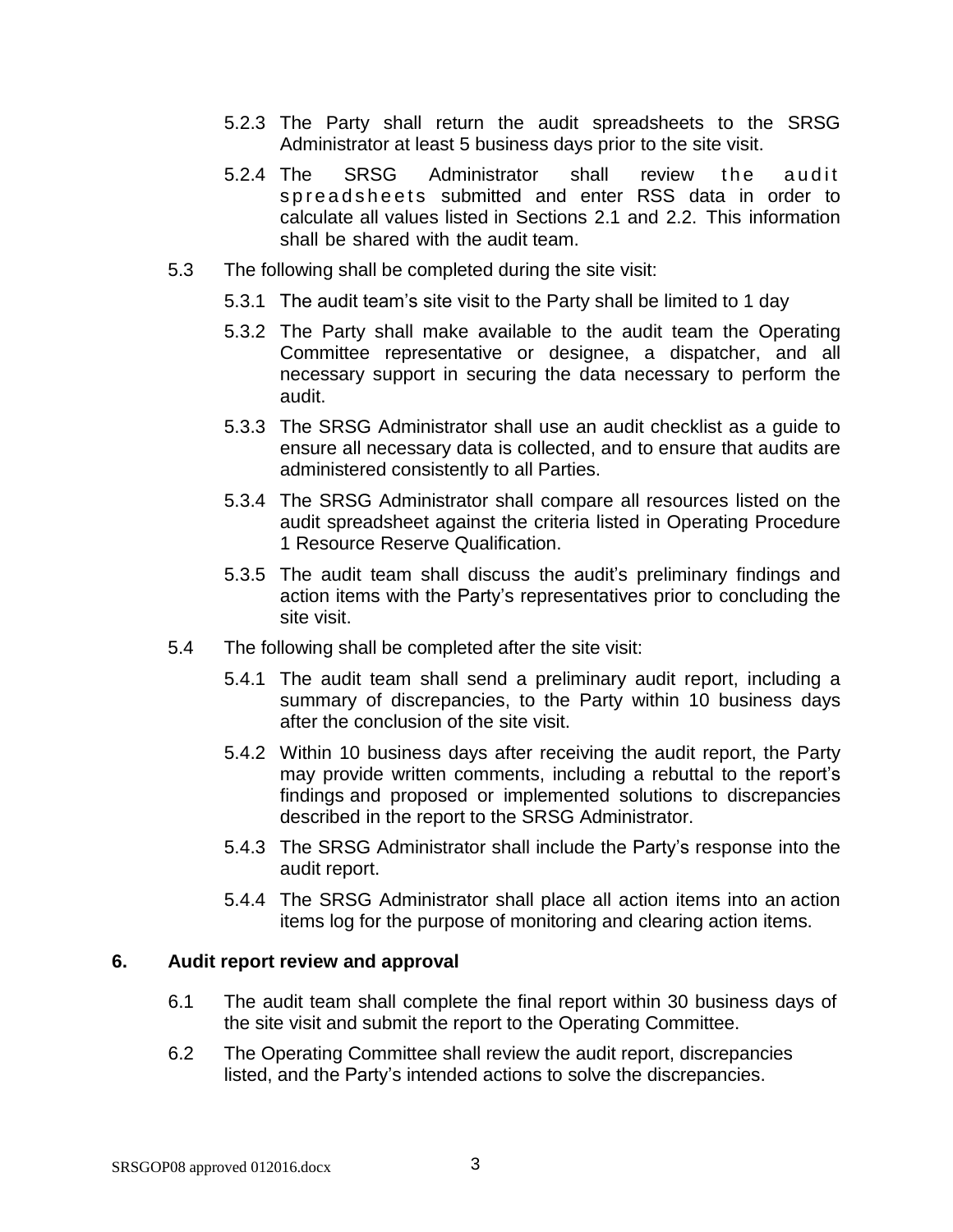5.2.3 The Party shall return the audit spreadsheets to the SRSG Administrator at least 5 business days prior to the site visit.

5.2.4 The SRSG Administrator shall review the audit spreadsheets submitted and enter RSS data in order to calculate all values listed in Sections 2.1 and 2.2. This information shall be shared with the audit team.

5.3 The following shall be completed during the site visit:

5.3.1 The audit team's site visit to the Party shall be limited to 1 day

5.3.2 The Party shall make available to the audit team the Operating Committee representative or designee, a dispatcher, and all necessary support in securing the data necessary to perform the audit.

5.3.3 The SRSG Administrator shall use an audit checklist as a guide to ensure all necessary data is collected, and to ensure that audits are administered consistently to all Parties.

5.3.4 The SRSG Administrator shall compare all resources listed on the audit spreadsheet against the criteria listed in Operating Procedure 1 Resource Reserve Qualification.

5.3.5 The audit team shall discuss the audit's preliminary findings and action items with the Party's representatives prior to concluding the site visit.

5.4 The following shall be completed after the site visit:

5.4.1 The audit team shall send a preliminary audit report, including a summary of discrepancies, to the Party within 10 business days after the conclusion of the site visit.

5.4.2 Within 10 business days after receiving the audit report, the Party may provide written comments, including a rebuttal to the report's findings and proposed or implemented solutions to discrepancies described in the report to the SRSG Administrator.

5.4.3 The SRSG Administrator shall include the Party's response into the audit report.

5.4.4 The SRSG Administrator shall place all action items into an action items log for the purpose of monitoring and clearing action items.

## 6. Audit report review and approval

6.1 The audit team shall complete the final report within 30 business days of the site visit and submit the report to the Operating Committee.

6.2 The Operating Committee shall review the audit report, discrepancies listed, and the Party's intended actions to solve the discrepancies.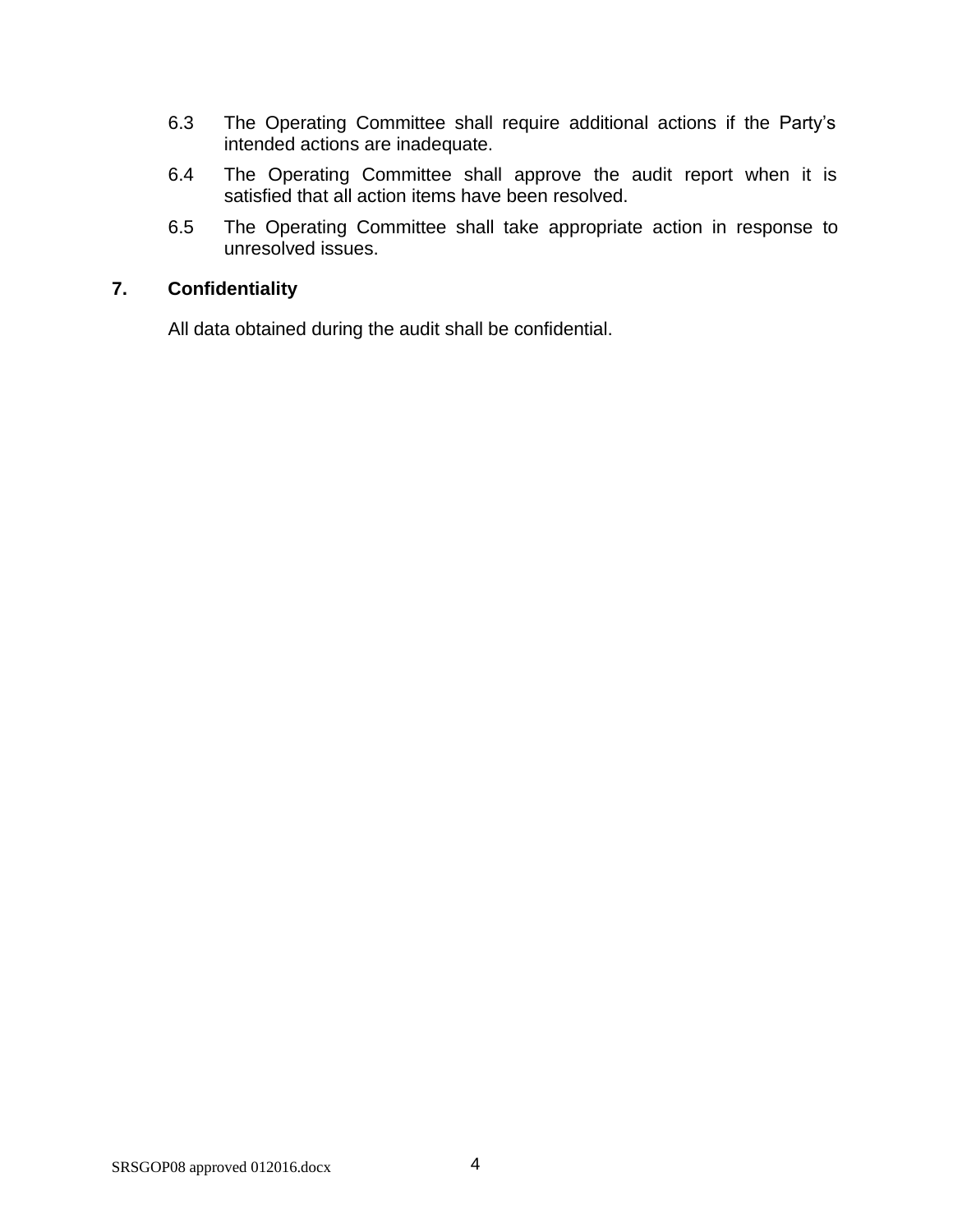6.3 The Operating Committee shall require additional actions if the Party's intended actions are inadequate.

6.4 The Operating Committee shall approve the audit report when it is satisfied that all action items have been resolved.

6.5 The Operating Committee shall take appropriate action in response to unresolved issues.

## 7. Confidentiality

All data obtained during the audit shall be confidential.